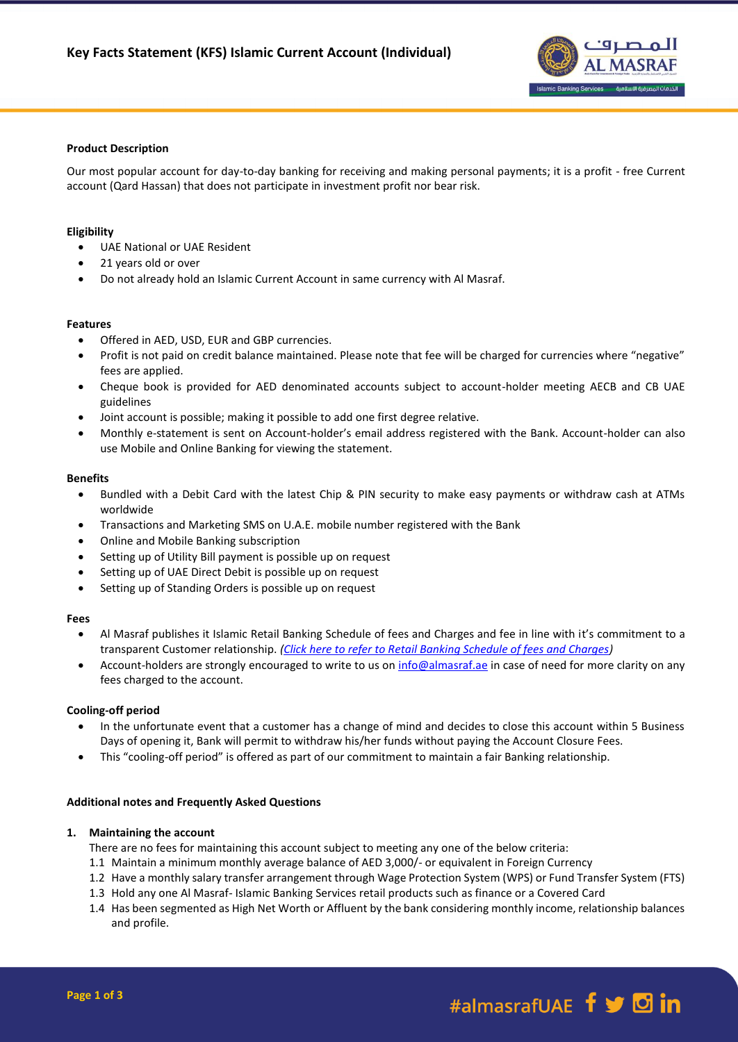# Key Facts Statement (KFS) Islamic Current Account (Individual)

**Product Description**

Our most popular account for day-to-day banking for receiving and making personal payments; it is a profit - free Current account (Qard Hassan) that does not participate in investment profit nor bear risk.

**Eligibility**

- UAE National or UAE Resident
- 21 years old or over
- Do not already hold an Islamic Current Account in same currency with Al Masraf.

**Features**

- Offered in AED, USD, EUR and GBP currencies.
- Profit is not paid on credit balance maintained. Please note that fee will be charged for currencies where "negative" fees are applied.
- Cheque book is provided for AED denominated accounts subject to account-holder meeting AECB and CB UAE guidelines
- Joint account is possible; making it possible to add one first degree relative.
- Monthly e-statement is sent on Account-holder's email address registered with the Bank. Account-holder can also use Mobile and Online Banking for viewing the statement.

**Benefits**

- Bundled with a Debit Card with the latest Chip & PIN security to make easy payments or withdraw cash at ATMs worldwide
- Transactions and Marketing SMS on U.A.E. mobile number registered with the Bank
- Online and Mobile Banking subscription
- Setting up of Utility Bill payment is possible up on request
- Setting up of UAE Direct Debit is possible up on request
- Setting up of Standing Orders is possible up on request

**Fees**

- Al Masraf publishes it Islamic Retail Banking Schedule of fees and Charges and fee in line with it's commitment to a transparent Customer relationship. *(Click here to refer to Retail Banking Schedule of fees and Charges)*
- Account-holders are strongly encouraged to write to us on info@almasraf.ae in case of need for more clarity on any fees charged to the account.

**Cooling-off period**

- In the unfortunate event that a customer has a change of mind and decides to close this account within 5 Business Days of opening it, Bank will permit to withdraw his/her funds without paying the Account Closure Fees.
- This "cooling-off period" is offered as part of our commitment to maintain a fair Banking relationship.

**Additional notes and Frequently Asked Questions**

1. **Maintaining the account**
   There are no fees for maintaining this account subject to meeting any one of the below criteria:
   1.1 Maintain a minimum monthly average balance of AED 3,000/- or equivalent in Foreign Currency
   1.2 Have a monthly salary transfer arrangement through Wage Protection System (WPS) or Fund Transfer System (FTS)
   1.3 Hold any one Al Masraf- Islamic Banking Services retail products such as finance or a Covered Card
   1.4 Has been segmented as High Net Worth or Affluent by the bank considering monthly income, relationship balances and profile.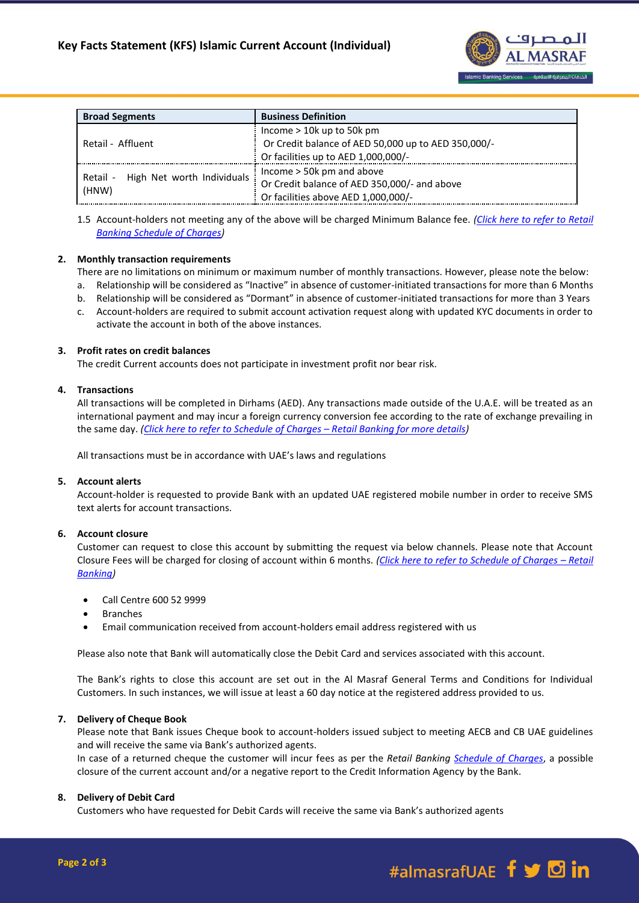| Broad Segments | Business Definition |
|---|---|
| Retail - Affluent | Income > 10k up to 50k pm<br>Or Credit balance of AED 50,000 up to AED 350,000/-<br>Or facilities up to AED 1,000,000/- |
| Retail - High Net worth Individuals (HNW) | Income > 50k pm and above<br>Or Credit balance of AED 350,000/- and above<br>Or facilities above AED 1,000,000/- |

1.5 Account-holders not meeting any of the above will be charged Minimum Balance fee. *(Click here to refer to Retail Banking Schedule of Charges)*

**2. Monthly transaction requirements**

There are no limitations on minimum or maximum number of monthly transactions. However, please note the below:

a. Relationship will be considered as "Inactive" in absence of customer-initiated transactions for more than 6 Months
b. Relationship will be considered as "Dormant" in absence of customer-initiated transactions for more than 3 Years
c. Account-holders are required to submit account activation request along with updated KYC documents in order to activate the account in both of the above instances.

**3. Profit rates on credit balances**

The credit Current accounts does not participate in investment profit nor bear risk.

**4. Transactions**

All transactions will be completed in Dirhams (AED). Any transactions made outside of the U.A.E. will be treated as an international payment and may incur a foreign currency conversion fee according to the rate of exchange prevailing in the same day. *(Click here to refer to Schedule of Charges – Retail Banking for more details)*

All transactions must be in accordance with UAE's laws and regulations

**5. Account alerts**

Account-holder is requested to provide Bank with an updated UAE registered mobile number in order to receive SMS text alerts for account transactions.

**6. Account closure**

Customer can request to close this account by submitting the request via below channels. Please note that Account Closure Fees will be charged for closing of account within 6 months. *(Click here to refer to Schedule of Charges – Retail Banking)*

- Call Centre 600 52 9999
- Branches
- Email communication received from account-holders email address registered with us

Please also note that Bank will automatically close the Debit Card and services associated with this account.

The Bank's rights to close this account are set out in the Al Masraf General Terms and Conditions for Individual Customers. In such instances, we will issue at least a 60 day notice at the registered address provided to us.

**7. Delivery of Cheque Book**

Please note that Bank issues Cheque book to account-holders issued subject to meeting AECB and CB UAE guidelines and will receive the same via Bank's authorized agents.

In case of a returned cheque the customer will incur fees as per the *Retail Banking* Schedule of Charges, a possible closure of the current account and/or a negative report to the Credit Information Agency by the Bank.

**8. Delivery of Debit Card**

Customers who have requested for Debit Cards will receive the same via Bank's authorized agents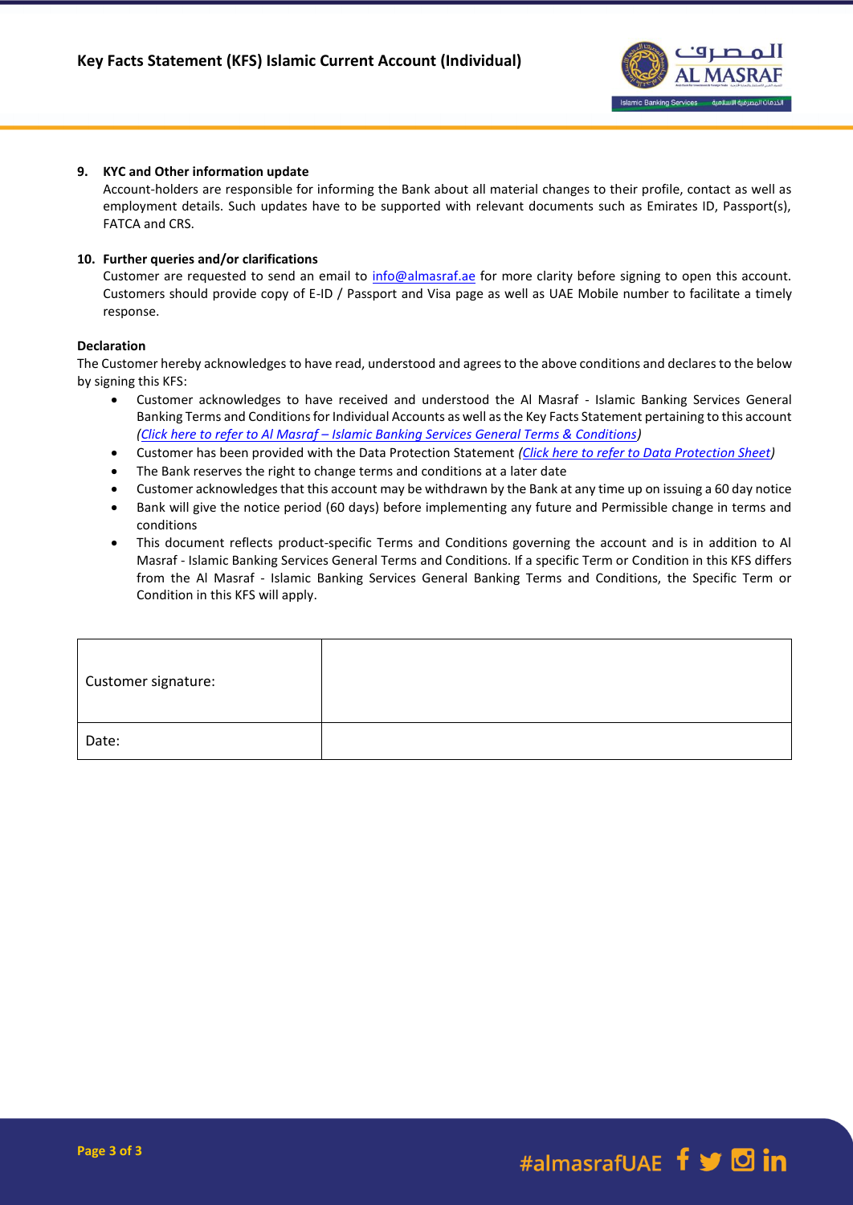9. **KYC and Other information update**

   Account-holders are responsible for informing the Bank about all material changes to their profile, contact as well as employment details. Such updates have to be supported with relevant documents such as Emirates ID, Passport(s), FATCA and CRS.

10. **Further queries and/or clarifications**

    Customer are requested to send an email to info@almasraf.ae for more clarity before signing to open this account. Customers should provide copy of E-ID / Passport and Visa page as well as UAE Mobile number to facilitate a timely response.

**Declaration**

The Customer hereby acknowledges to have read, understood and agrees to the above conditions and declares to the below by signing this KFS:

- Customer acknowledges to have received and understood the Al Masraf - Islamic Banking Services General Banking Terms and Conditions for Individual Accounts as well as the Key Facts Statement pertaining to this account (*Click here to refer to Al Masraf – Islamic Banking Services General Terms & Conditions*)
- Customer has been provided with the Data Protection Statement (*Click here to refer to Data Protection Sheet*)
- The Bank reserves the right to change terms and conditions at a later date
- Customer acknowledges that this account may be withdrawn by the Bank at any time up on issuing a 60 day notice
- Bank will give the notice period (60 days) before implementing any future and Permissible change in terms and conditions
- This document reflects product-specific Terms and Conditions governing the account and is in addition to Al Masraf - Islamic Banking Services General Terms and Conditions. If a specific Term or Condition in this KFS differs from the Al Masraf - Islamic Banking Services General Banking Terms and Conditions, the Specific Term or Condition in this KFS will apply.

| | |
|---|---|
| Customer signature: | |
| Date: | |